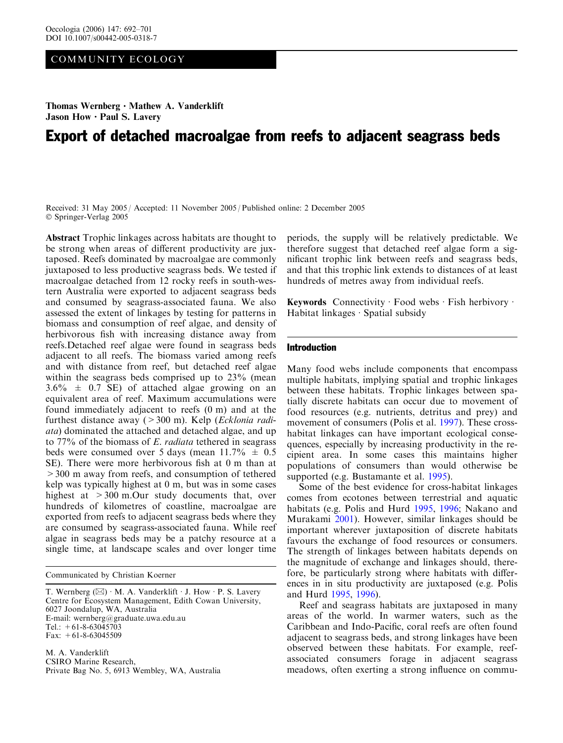COMMUNITY ECOLOGY

**Thomas Wernberg · Mathew A. Vanderklift · Jason How · Paul S. Lavery**

# Export of detached macroalgae from reefs to adjacent seagrass beds

Received: 31 May 2005 / Accepted: 11 November 2005 / Published online: 2 December 2005
© Springer-Verlag 2005

**Abstract** Trophic linkages across habitats are thought to be strong when areas of different productivity are juxtaposed. Reefs dominated by macroalgae are commonly juxtaposed to less productive seagrass beds. We tested if macroalgae detached from 12 rocky reefs in south-western Australia were exported to adjacent seagrass beds and consumed by seagrass-associated fauna. We also assessed the extent of linkages by testing for patterns in biomass and consumption of reef algae, and density of herbivorous fish with increasing distance away from reefs.Detached reef algae were found in seagrass beds adjacent to all reefs. The biomass varied among reefs and with distance from reef, but detached reef algae within the seagrass beds comprised up to 23% (mean 3.6% ± 0.7 SE) of attached algae growing on an equivalent area of reef. Maximum accumulations were found immediately adjacent to reefs (0 m) and at the furthest distance away (>300 m). Kelp (*Ecklonia radiata*) dominated the attached and detached algae, and up to 77% of the biomass of *E. radiata* tethered in seagrass beds were consumed over 5 days (mean 11.7% ± 0.5 SE). There were more herbivorous fish at 0 m than at >300 m away from reefs, and consumption of tethered kelp was typically highest at 0 m, but was in some cases highest at >300 m.Our study documents that, over hundreds of kilometres of coastline, macroalgae are exported from reefs to adjacent seagrass beds where they are consumed by seagrass-associated fauna. While reef algae in seagrass beds may be a patchy resource at a single time, at landscape scales and over longer time periods, the supply will be relatively predictable. We therefore suggest that detached reef algae form a significant trophic link between reefs and seagrass beds, and that this trophic link extends to distances of at least hundreds of metres away from individual reefs.

**Keywords** Connectivity · Food webs · Fish herbivory · Habitat linkages · Spatial subsidy

Communicated by Christian Koerner

T. Wernberg (✉) · M. A. Vanderklift · J. How · P. S. Lavery
Centre for Ecosystem Management, Edith Cowan University, 6027 Joondalup, WA, Australia
E-mail: wernberg@graduate.uwa.edu.au
Tel.: +61-8-63045703
Fax: +61-8-63045509

M. A. Vanderklift
CSIRO Marine Research,
Private Bag No. 5, 6913 Wembley, WA, Australia

## Introduction

Many food webs include components that encompass multiple habitats, implying spatial and trophic linkages between these habitats. Trophic linkages between spatially discrete habitats can occur due to movement of food resources (e.g. nutrients, detritus and prey) and movement of consumers (Polis et al. 1997). These cross-habitat linkages can have important ecological consequences, especially by increasing productivity in the recipient area. In some cases this maintains higher populations of consumers than would otherwise be supported (e.g. Bustamante et al. 1995).

Some of the best evidence for cross-habitat linkages comes from ecotones between terrestrial and aquatic habitats (e.g. Polis and Hurd 1995, 1996; Nakano and Murakami 2001). However, similar linkages should be important wherever juxtaposition of discrete habitats favours the exchange of food resources or consumers. The strength of linkages between habitats depends on the magnitude of exchange and linkages should, therefore, be particularly strong where habitats with differences in in situ productivity are juxtaposed (e.g. Polis and Hurd 1995, 1996).

Reef and seagrass habitats are juxtaposed in many areas of the world. In warmer waters, such as the Caribbean and Indo-Pacific, coral reefs are often found adjacent to seagrass beds, and strong linkages have been observed between these habitats. For example, reef-associated consumers forage in adjacent seagrass meadows, often exerting a strong influence on commu-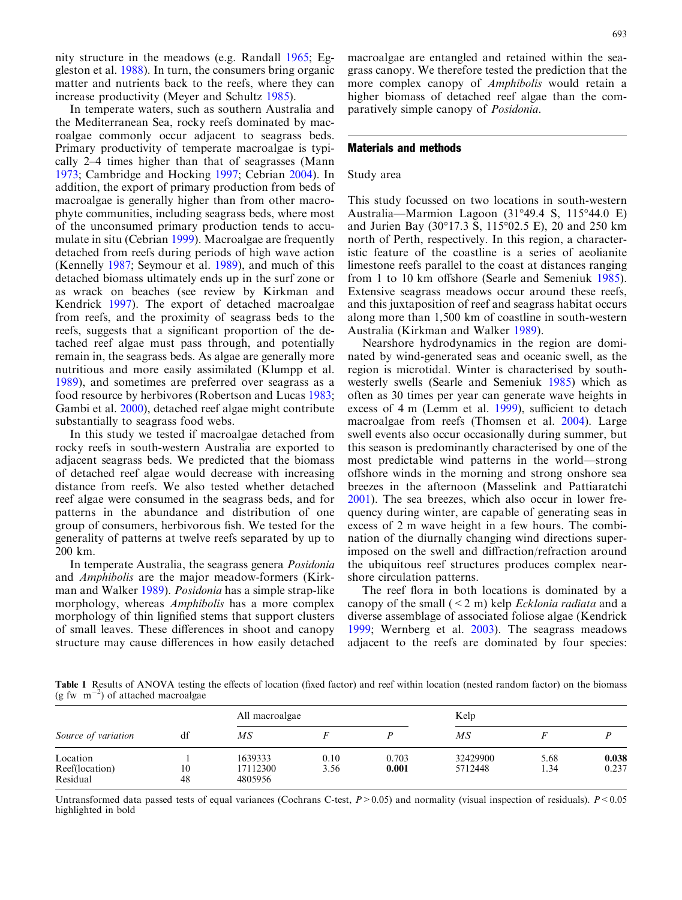nity structure in the meadows (e.g. Randall 1965; Eggleston et al. 1988). In turn, the consumers bring organic matter and nutrients back to the reefs, where they can increase productivity (Meyer and Schultz 1985).

In temperate waters, such as southern Australia and the Mediterranean Sea, rocky reefs dominated by macroalgae commonly occur adjacent to seagrass beds. Primary productivity of temperate macroalgae is typically 2–4 times higher than that of seagrasses (Mann 1973; Cambridge and Hocking 1997; Cebrian 2004). In addition, the export of primary production from beds of macroalgae is generally higher than from other macrophyte communities, including seagrass beds, where most of the unconsumed primary production tends to accumulate in situ (Cebrian 1999). Macroalgae are frequently detached from reefs during periods of high wave action (Kennelly 1987; Seymour et al. 1989), and much of this detached biomass ultimately ends up in the surf zone or as wrack on beaches (see review by Kirkman and Kendrick 1997). The export of detached macroalgae from reefs, and the proximity of seagrass beds to the reefs, suggests that a significant proportion of the detached reef algae must pass through, and potentially remain in, the seagrass beds. As algae are generally more nutritious and more easily assimilated (Klumpp et al. 1989), and sometimes are preferred over seagrass as a food resource by herbivores (Robertson and Lucas 1983; Gambi et al. 2000), detached reef algae might contribute substantially to seagrass food webs.

In this study we tested if macroalgae detached from rocky reefs in south-western Australia are exported to adjacent seagrass beds. We predicted that the biomass of detached reef algae would decrease with increasing distance from reefs. We also tested whether detached reef algae were consumed in the seagrass beds, and for patterns in the abundance and distribution of one group of consumers, herbivorous fish. We tested for the generality of patterns at twelve reefs separated by up to 200 km.

In temperate Australia, the seagrass genera *Posidonia* and *Amphibolis* are the major meadow-formers (Kirkman and Walker 1989). *Posidonia* has a simple strap-like morphology, whereas *Amphibolis* has a more complex morphology of thin lignified stems that support clusters of small leaves. These differences in shoot and canopy structure may cause differences in how easily detached macroalgae are entangled and retained within the seagrass canopy. We therefore tested the prediction that the more complex canopy of *Amphibolis* would retain a higher biomass of detached reef algae than the comparatively simple canopy of *Posidonia*.

## Materials and methods

### Study area

This study focussed on two locations in south-western Australia—Marmion Lagoon (31°49.4 S, 115°44.0 E) and Jurien Bay (30°17.3 S, 115°02.5 E), 20 and 250 km north of Perth, respectively. In this region, a characteristic feature of the coastline is a series of aeolianite limestone reefs parallel to the coast at distances ranging from 1 to 10 km offshore (Searle and Semeniuk 1985). Extensive seagrass meadows occur around these reefs, and this juxtaposition of reef and seagrass habitat occurs along more than 1,500 km of coastline in south-western Australia (Kirkman and Walker 1989).

Nearshore hydrodynamics in the region are dominated by wind-generated seas and oceanic swell, as the region is microtidal. Winter is characterised by south-westerly swells (Searle and Semeniuk 1985) which as often as 30 times per year can generate wave heights in excess of 4 m (Lemm et al. 1999), sufficient to detach macroalgae from reefs (Thomsen et al. 2004). Large swell events also occur occasionally during summer, but this season is predominantly characterised by one of the most predictable wind patterns in the world—strong offshore winds in the morning and strong onshore sea breezes in the afternoon (Masselink and Pattiaratchi 2001). The sea breezes, which also occur in lower frequency during winter, are capable of generating seas in excess of 2 m wave height in a few hours. The combination of the diurnally changing wind directions superimposed on the swell and diffraction/refraction around the ubiquitous reef structures produces complex nearshore circulation patterns.

The reef flora in both locations is dominated by a canopy of the small (< 2 m) kelp *Ecklonia radiata* and a diverse assemblage of associated foliose algae (Kendrick 1999; Wernberg et al. 2003). The seagrass meadows adjacent to the reefs are dominated by four species:

**Table 1** Results of ANOVA testing the effects of location (fixed factor) and reef within location (nested random factor) on the biomass (g fw $m^{-2}$) of attached macroalgae

| Source of variation | df | All macroalgae | | | Kelp | | |
|---|---|---|---|---|---|---|---|
| | | *MS* | *F* | *P* | *MS* | *F* | *P* |
| Location | 1 | 1639333 | 0.10 | 0.703 | 32429900 | 5.68 | **0.038** |
| Reef(location) | 10 | 17112300 | 3.56 | **0.001** | 5712448 | 1.34 | 0.237 |
| Residual | 48 | 4805956 | | | | | |

Untransformed data passed tests of equal variances (Cochrans C-test, $P > 0.05$) and normality (visual inspection of residuals). $P < 0.05$ highlighted in bold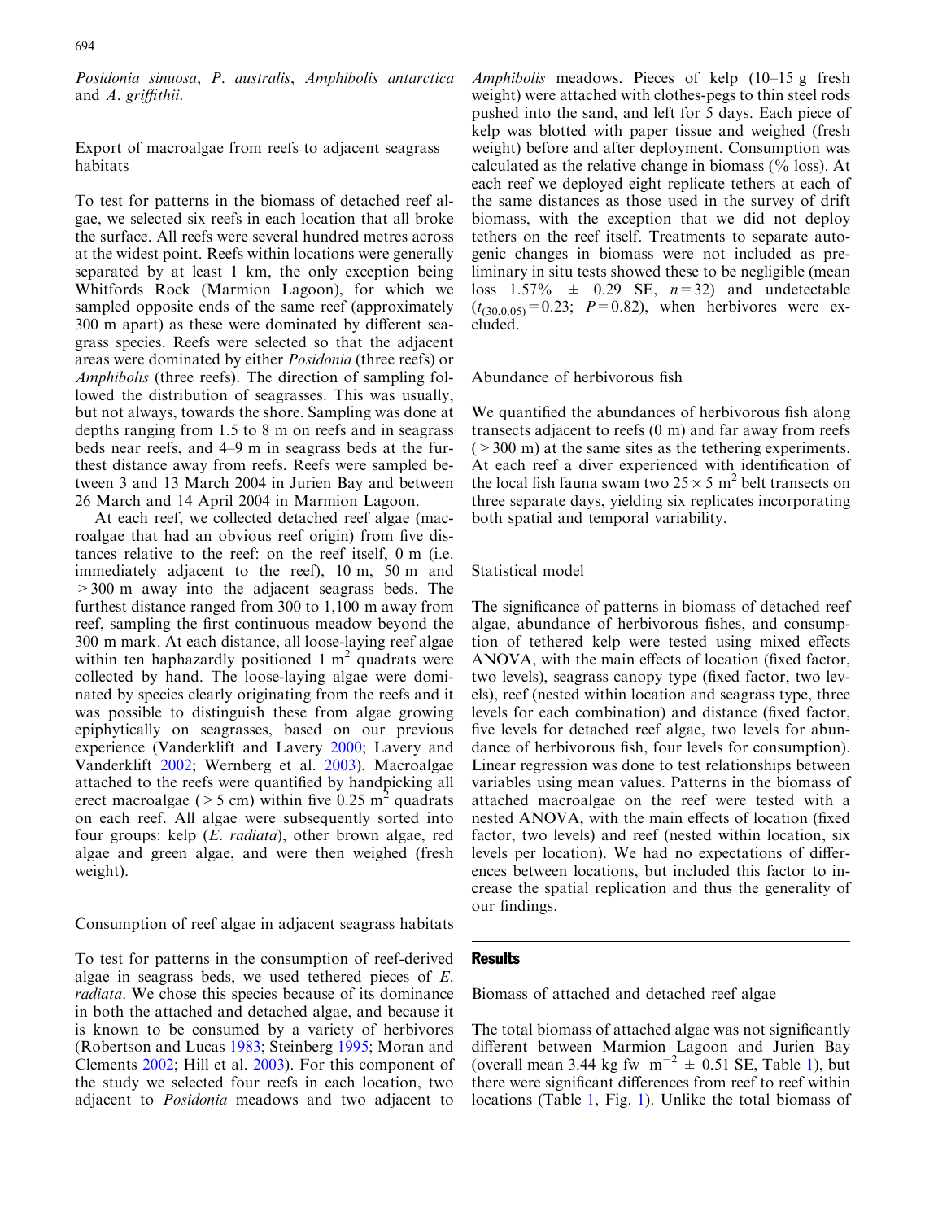*Posidonia sinuosa*, *P. australis*, *Amphibolis antarctica* and *A. griffithii*.

## Export of macroalgae from reefs to adjacent seagrass habitats

To test for patterns in the biomass of detached reef algae, we selected six reefs in each location that all broke the surface. All reefs were several hundred metres across at the widest point. Reefs within locations were generally separated by at least 1 km, the only exception being Whitfords Rock (Marmion Lagoon), for which we sampled opposite ends of the same reef (approximately 300 m apart) as these were dominated by different seagrass species. Reefs were selected so that the adjacent areas were dominated by either *Posidonia* (three reefs) or *Amphibolis* (three reefs). The direction of sampling followed the distribution of seagrasses. This was usually, but not always, towards the shore. Sampling was done at depths ranging from 1.5 to 8 m on reefs and in seagrass beds near reefs, and 4–9 m in seagrass beds at the furthest distance away from reefs. Reefs were sampled between 3 and 13 March 2004 in Jurien Bay and between 26 March and 14 April 2004 in Marmion Lagoon.

At each reef, we collected detached reef algae (macroalgae that had an obvious reef origin) from five distances relative to the reef: on the reef itself, 0 m (i.e. immediately adjacent to the reef), 10 m, 50 m and >300 m away into the adjacent seagrass beds. The furthest distance ranged from 300 to 1,100 m away from reef, sampling the first continuous meadow beyond the 300 m mark. At each distance, all loose-laying reef algae within ten haphazardly positioned 1 $m^2$ quadrats were collected by hand. The loose-laying algae were dominated by species clearly originating from the reefs and it was possible to distinguish these from algae growing epiphytically on seagrasses, based on our previous experience (Vanderklift and Lavery 2000; Lavery and Vanderklift 2002; Wernberg et al. 2003). Macroalgae attached to the reefs were quantified by handpicking all erect macroalgae (>5 cm) within five 0.25 $m^2$ quadrats on each reef. All algae were subsequently sorted into four groups: kelp (*E. radiata*), other brown algae, red algae and green algae, and were then weighed (fresh weight).

## Consumption of reef algae in adjacent seagrass habitats

To test for patterns in the consumption of reef-derived algae in seagrass beds, we used tethered pieces of *E. radiata*. We chose this species because of its dominance in both the attached and detached algae, and because it is known to be consumed by a variety of herbivores (Robertson and Lucas 1983; Steinberg 1995; Moran and Clements 2002; Hill et al. 2003). For this component of the study we selected four reefs in each location, two adjacent to *Posidonia* meadows and two adjacent to *Amphibolis* meadows. Pieces of kelp (10–15 g fresh weight) were attached with clothes-pegs to thin steel rods pushed into the sand, and left for 5 days. Each piece of kelp was blotted with paper tissue and weighed (fresh weight) before and after deployment. Consumption was calculated as the relative change in biomass (% loss). At each reef we deployed eight replicate tethers at each of the same distances as those used in the survey of drift biomass, with the exception that we did not deploy tethers on the reef itself. Treatments to separate autogenic changes in biomass were not included as preliminary in situ tests showed these to be negligible (mean loss 1.57% ± 0.29 SE, $n=32$) and undetectable ($t_{(30,0.05)}=0.23$; $P=0.82$), when herbivores were excluded.

## Abundance of herbivorous fish

We quantified the abundances of herbivorous fish along transects adjacent to reefs (0 m) and far away from reefs (>300 m) at the same sites as the tethering experiments. At each reef a diver experienced with identification of the local fish fauna swam two $25 \times 5$ $m^2$ belt transects on three separate days, yielding six replicates incorporating both spatial and temporal variability.

## Statistical model

The significance of patterns in biomass of detached reef algae, abundance of herbivorous fishes, and consumption of tethered kelp were tested using mixed effects ANOVA, with the main effects of location (fixed factor, two levels), seagrass canopy type (fixed factor, two levels), reef (nested within location and seagrass type, three levels for each combination) and distance (fixed factor, five levels for detached reef algae, two levels for abundance of herbivorous fish, four levels for consumption). Linear regression was done to test relationships between variables using mean values. Patterns in the biomass of attached macroalgae on the reef were tested with a nested ANOVA, with the main effects of location (fixed factor, two levels) and reef (nested within location, six levels per location). We had no expectations of differences between locations, but included this factor to increase the spatial replication and thus the generality of our findings.

# Results

## Biomass of attached and detached reef algae

The total biomass of attached algae was not significantly different between Marmion Lagoon and Jurien Bay (overall mean 3.44 kg fw $m^{-2}$ ± 0.51 SE, Table 1), but there were significant differences from reef to reef within locations (Table 1, Fig. 1). Unlike the total biomass of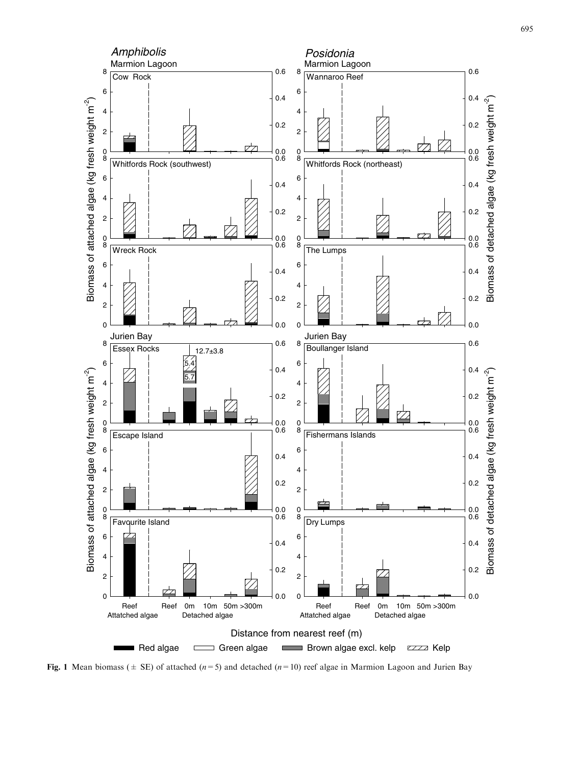**Fig. 1** Mean biomass (± SE) of attached ($n = 5$) and detached ($n = 10$) reef algae in Marmion Lagoon and Jurien Bay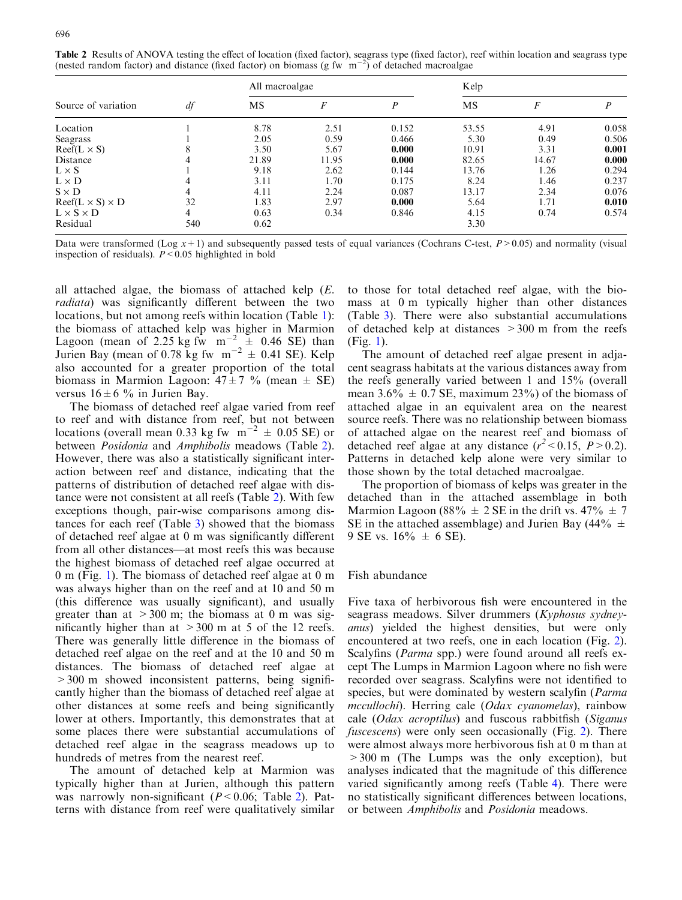**Table 2** Results of ANOVA testing the effect of location (fixed factor), seagrass type (fixed factor), reef within location and seagrass type (nested random factor) and distance (fixed factor) on biomass (g fw m$^{-2}$) of detached macroalgae

| Source of variation | *df* | All macroalgae | | | Kelp | | |
|---|---|---|---|---|---|---|---|
| | | MS | *F* | *P* | MS | *F* | *P* |
| Location | 1 | 8.78 | 2.51 | 0.152 | 53.55 | 4.91 | 0.058 |
| Seagrass | 1 | 2.05 | 0.59 | 0.466 | 5.30 | 0.49 | 0.506 |
| Reef(L × S) | 8 | 3.50 | 5.67 | **0.000** | 10.91 | 3.31 | **0.001** |
| Distance | 4 | 21.89 | 11.95 | **0.000** | 82.65 | 14.67 | **0.000** |
| L × S | 1 | 9.18 | 2.62 | 0.144 | 13.76 | 1.26 | 0.294 |
| L × D | 4 | 3.11 | 1.70 | 0.175 | 8.24 | 1.46 | 0.237 |
| S × D | 4 | 4.11 | 2.24 | 0.087 | 13.17 | 2.34 | 0.076 |
| Reef(L × S) × D | 32 | 1.83 | 2.97 | **0.000** | 5.64 | 1.71 | **0.010** |
| L × S × D | 4 | 0.63 | 0.34 | 0.846 | 4.15 | 0.74 | 0.574 |
| Residual | 540 | 0.62 | | | 3.30 | | |

Data were transformed (Log $x+1$) and subsequently passed tests of equal variances (Cochrans C-test, $P > 0.05$) and normality (visual inspection of residuals). $P < 0.05$ highlighted in bold

all attached algae, the biomass of attached kelp (*E. radiata*) was significantly different between the two locations, but not among reefs within location (Table 1): the biomass of attached kelp was higher in Marmion Lagoon (mean of 2.25 kg fw m$^{-2}$ ± 0.46 SE) than Jurien Bay (mean of 0.78 kg fw m$^{-2}$ ± 0.41 SE). Kelp also accounted for a greater proportion of the total biomass in Marmion Lagoon: 47 ± 7 % (mean ± SE) versus 16 ± 6 % in Jurien Bay.

The biomass of detached reef algae varied from reef to reef and with distance from reef, but not between locations (overall mean 0.33 kg fw m$^{-2}$ ± 0.05 SE) or between *Posidonia* and *Amphibolis* meadows (Table 2). However, there was also a statistically significant interaction between reef and distance, indicating that the patterns of distribution of detached reef algae with distance were not consistent at all reefs (Table 2). With few exceptions though, pair-wise comparisons among distances for each reef (Table 3) showed that the biomass of detached reef algae at 0 m was significantly different from all other distances—at most reefs this was because the highest biomass of detached reef algae occurred at 0 m (Fig. 1). The biomass of detached reef algae at 0 m was always higher than on the reef and at 10 and 50 m (this difference was usually significant), and usually greater than at > 300 m; the biomass at 0 m was significantly higher than at > 300 m at 5 of the 12 reefs. There was generally little difference in the biomass of detached reef algae on the reef and at the 10 and 50 m distances. The biomass of detached reef algae at > 300 m showed inconsistent patterns, being significantly higher than the biomass of detached reef algae at other distances at some reefs and being significantly lower at others. Importantly, this demonstrates that at some places there were substantial accumulations of detached reef algae in the seagrass meadows up to hundreds of metres from the nearest reef.

The amount of detached kelp at Marmion was typically higher than at Jurien, although this pattern was narrowly non-significant ($P < 0.06$; Table 2). Patterns with distance from reef were qualitatively similar to those for total detached reef algae, with the biomass at 0 m typically higher than other distances (Table 3). There were also substantial accumulations of detached kelp at distances > 300 m from the reefs (Fig. 1).

The amount of detached reef algae present in adjacent seagrass habitats at the various distances away from the reefs generally varied between 1 and 15% (overall mean 3.6% ± 0.7 SE, maximum 23%) of the biomass of attached algae in an equivalent area on the nearest source reefs. There was no relationship between biomass of attached algae on the nearest reef and biomass of detached reef algae at any distance ($r^2 < 0.15$, $P > 0.2$). Patterns in detached kelp alone were very similar to those shown by the total detached macroalgae.

The proportion of biomass of kelps was greater in the detached than in the attached assemblage in both Marmion Lagoon (88% ± 2 SE in the drift vs. 47% ± 7 SE in the attached assemblage) and Jurien Bay (44% ± 9 SE vs. 16% ± 6 SE).

## Fish abundance

Five taxa of herbivorous fish were encountered in the seagrass meadows. Silver drummers (*Kyphosus sydneyanus*) yielded the highest densities, but were only encountered at two reefs, one in each location (Fig. 2). Scalyfins (*Parma* spp.) were found around all reefs except The Lumps in Marmion Lagoon where no fish were recorded over seagrass. Scalyfins were not identified to species, but were dominated by western scalyfin (*Parma mccullochi*). Herring cale (*Odax cyanomelas*), rainbow cale (*Odax acroptilus*) and fuscous rabbitfish (*Siganus fuscescens*) were only seen occasionally (Fig. 2). There were almost always more herbivorous fish at 0 m than at > 300 m (The Lumps was the only exception), but analyses indicated that the magnitude of this difference varied significantly among reefs (Table 4). There were no statistically significant differences between locations, or between *Amphibolis* and *Posidonia* meadows.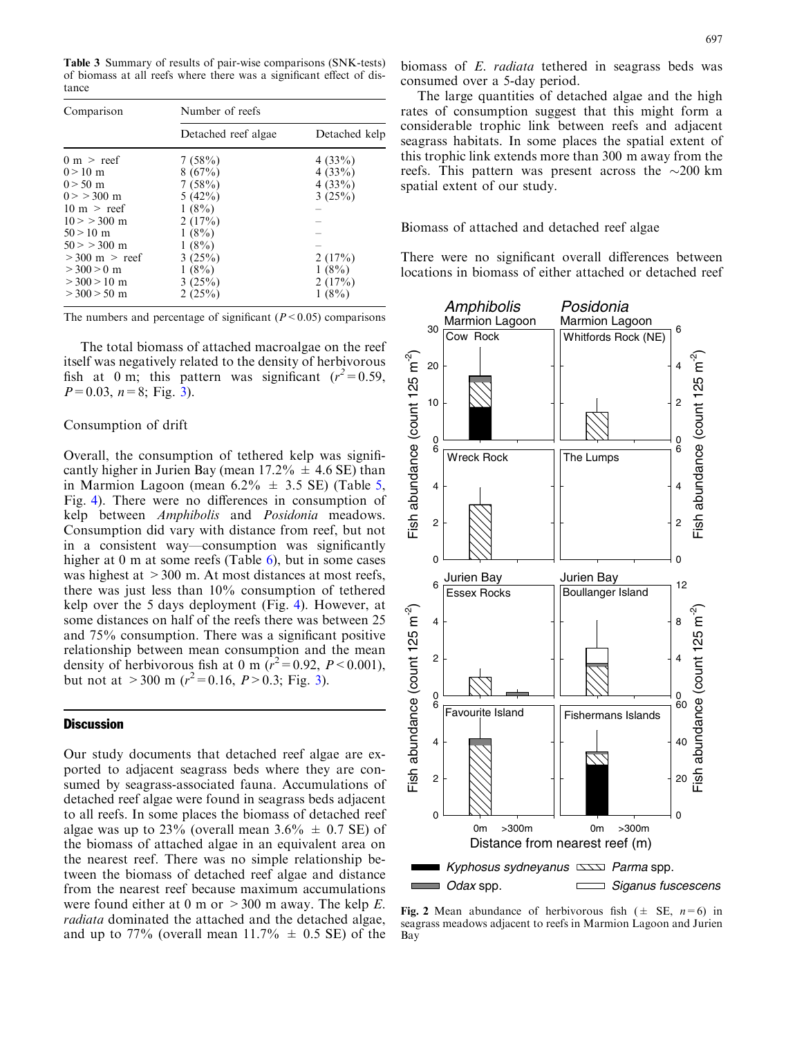**Table 3** Summary of results of pair-wise comparisons (SNK-tests) of biomass at all reefs where there was a significant effect of distance

| Comparison | Number of reefs | |
|---|---|---|
| | Detached reef algae | Detached kelp |
| 0 m > reef | 7 (58%) | 4 (33%) |
| 0 > 10 m | 8 (67%) | 4 (33%) |
| 0 > 50 m | 7 (58%) | 4 (33%) |
| 0 > >300 m | 5 (42%) | 3 (25%) |
| 10 m > reef | 1 (8%) | – |
| 10 > >300 m | 2 (17%) | – |
| 50 > 10 m | 1 (8%) | – |
| 50 > >300 m | 1 (8%) | – |
| >300 m > reef | 3 (25%) | 2 (17%) |
| >300 > 0 m | 1 (8%) | 1 (8%) |
| >300 > 10 m | 3 (25%) | 2 (17%) |
| >300 > 50 m | 2 (25%) | 1 (8%) |

The numbers and percentage of significant ($P < 0.05$) comparisons

The total biomass of attached macroalgae on the reef itself was negatively related to the density of herbivorous fish at 0 m; this pattern was significant ($r^2 = 0.59$, $P = 0.03$, $n = 8$; Fig. 3).

## Consumption of drift

Overall, the consumption of tethered kelp was significantly higher in Jurien Bay (mean 17.2% ± 4.6 SE) than in Marmion Lagoon (mean 6.2% ± 3.5 SE) (Table 5, Fig. 4). There were no differences in consumption of kelp between *Amphibolis* and *Posidonia* meadows. Consumption did vary with distance from reef, but not in a consistent way—consumption was significantly higher at 0 m at some reefs (Table 6), but in some cases was highest at >300 m. At most distances at most reefs, there was just less than 10% consumption of tethered kelp over the 5 days deployment (Fig. 4). However, at some distances on half of the reefs there was between 25 and 75% consumption. There was a significant positive relationship between mean consumption and the mean density of herbivorous fish at 0 m ($r^2 = 0.92$, $P < 0.001$), but not at >300 m ($r^2 = 0.16$, $P > 0.3$; Fig. 3).

## Discussion

Our study documents that detached reef algae are exported to adjacent seagrass beds where they are consumed by seagrass-associated fauna. Accumulations of detached reef algae were found in seagrass beds adjacent to all reefs. In some places the biomass of detached reef algae was up to 23% (overall mean 3.6% ± 0.7 SE) of the biomass of attached algae in an equivalent area on the nearest reef. There was no simple relationship between the biomass of detached reef algae and distance from the nearest reef because maximum accumulations were found either at 0 m or >300 m away. The kelp *E. radiata* dominated the attached and the detached algae, and up to 77% (overall mean 11.7% ± 0.5 SE) of the biomass of *E. radiata* tethered in seagrass beds was consumed over a 5-day period.

The large quantities of detached algae and the high rates of consumption suggest that this might form a considerable trophic link between reefs and adjacent seagrass habitats. In some places the spatial extent of this trophic link extends more than 300 m away from the reefs. This pattern was present across the ~200 km spatial extent of our study.

## Biomass of attached and detached reef algae

There were no significant overall differences between locations in biomass of either attached or detached reef

**Fig. 2** Mean abundance of herbivorous fish (± SE, $n = 6$) in seagrass meadows adjacent to reefs in Marmion Lagoon and Jurien Bay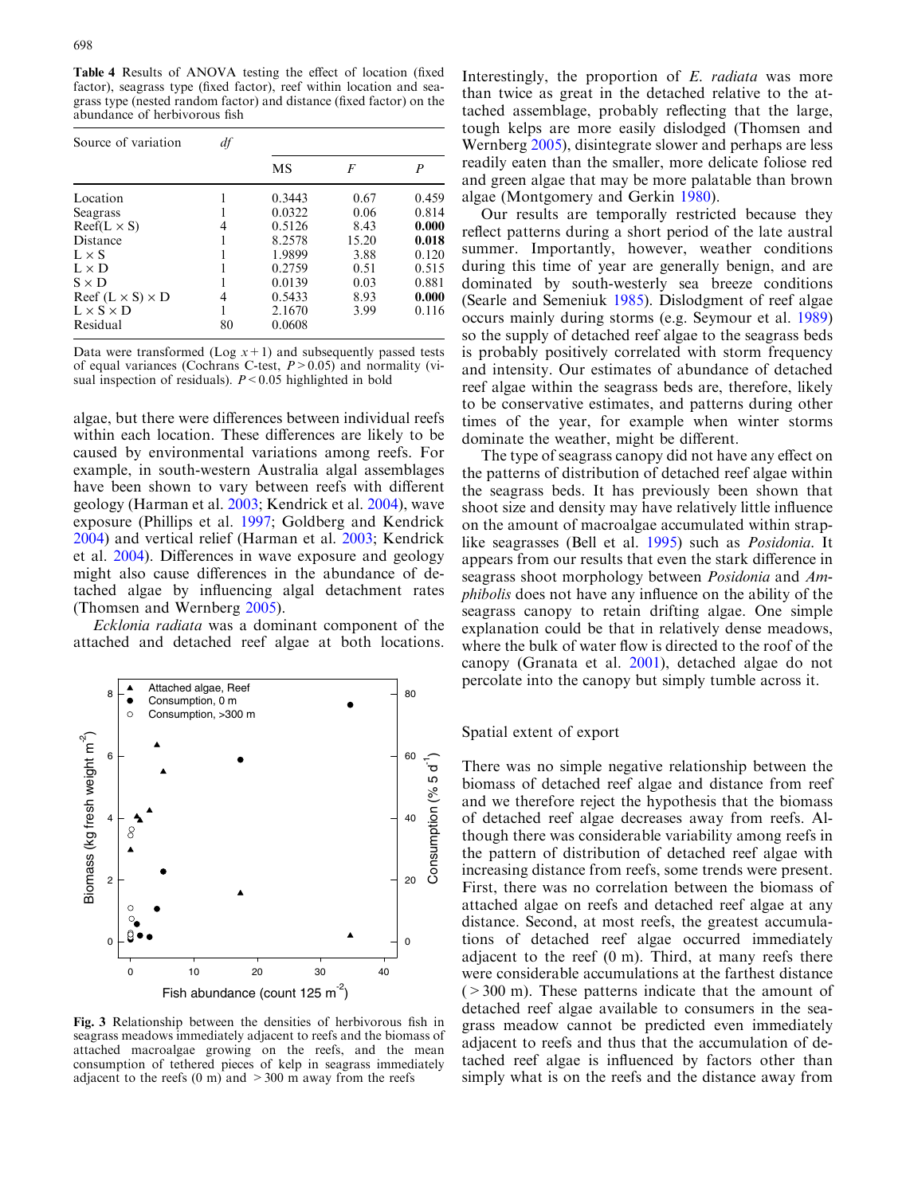**Table 4** Results of ANOVA testing the effect of location (fixed factor), seagrass type (fixed factor), reef within location and seagrass type (nested random factor) and distance (fixed factor) on the abundance of herbivorous fish

| Source of variation | *df* | MS | *F* | *P* |
|---|---|---|---|---|
| Location | 1 | 0.3443 | 0.67 | 0.459 |
| Seagrass | 1 | 0.0322 | 0.06 | 0.814 |
| Reef(L × S) | 4 | 0.5126 | 8.43 | **0.000** |
| Distance | 1 | 8.2578 | 15.20 | **0.018** |
| L × S | 1 | 1.9899 | 3.88 | 0.120 |
| L × D | 1 | 0.2759 | 0.51 | 0.515 |
| S × D | 1 | 0.0139 | 0.03 | 0.881 |
| Reef (L × S) × D | 4 | 0.5433 | 8.93 | **0.000** |
| L × S × D | 1 | 2.1670 | 3.99 | 0.116 |
| Residual | 80 | 0.0608 | | |

Data were transformed (Log $x+1$) and subsequently passed tests of equal variances (Cochrans C-test, $P>0.05$) and normality (visual inspection of residuals). $P<0.05$ highlighted in bold

algae, but there were differences between individual reefs within each location. These differences are likely to be caused by environmental variations among reefs. For example, in south-western Australia algal assemblages have been shown to vary between reefs with different geology (Harman et al. 2003; Kendrick et al. 2004), wave exposure (Phillips et al. 1997; Goldberg and Kendrick 2004) and vertical relief (Harman et al. 2003; Kendrick et al. 2004). Differences in wave exposure and geology might also cause differences in the abundance of detached algae by influencing algal detachment rates (Thomsen and Wernberg 2005).

*Ecklonia radiata* was a dominant component of the attached and detached reef algae at both locations.

**Fig. 3** Relationship between the densities of herbivorous fish in seagrass meadows immediately adjacent to reefs and the biomass of attached macroalgae growing on the reefs, and the mean consumption of tethered pieces of kelp in seagrass immediately adjacent to the reefs (0 m) and >300 m away from the reefs

Interestingly, the proportion of *E. radiata* was more than twice as great in the detached relative to the attached assemblage, probably reflecting that the large, tough kelps are more easily dislodged (Thomsen and Wernberg 2005), disintegrate slower and perhaps are less readily eaten than the smaller, more delicate foliose red and green algae that may be more palatable than brown algae (Montgomery and Gerkin 1980).

Our results are temporally restricted because they reflect patterns during a short period of the late austral summer. Importantly, however, weather conditions during this time of year are generally benign, and are dominated by south-westerly sea breeze conditions (Searle and Semeniuk 1985). Dislodgment of reef algae occurs mainly during storms (e.g. Seymour et al. 1989) so the supply of detached reef algae to the seagrass beds is probably positively correlated with storm frequency and intensity. Our estimates of abundance of detached reef algae within the seagrass beds are, therefore, likely to be conservative estimates, and patterns during other times of the year, for example when winter storms dominate the weather, might be different.

The type of seagrass canopy did not have any effect on the patterns of distribution of detached reef algae within the seagrass beds. It has previously been shown that shoot size and density may have relatively little influence on the amount of macroalgae accumulated within strap-like seagrasses (Bell et al. 1995) such as *Posidonia*. It appears from our results that even the stark difference in seagrass shoot morphology between *Posidonia* and *Amphibolis* does not have any influence on the ability of the seagrass canopy to retain drifting algae. One simple explanation could be that in relatively dense meadows, where the bulk of water flow is directed to the roof of the canopy (Granata et al. 2001), detached algae do not percolate into the canopy but simply tumble across it.

### Spatial extent of export

There was no simple negative relationship between the biomass of detached reef algae and distance from reef and we therefore reject the hypothesis that the biomass of detached reef algae decreases away from reefs. Although there was considerable variability among reefs in the pattern of distribution of detached reef algae with increasing distance from reefs, some trends were present. First, there was no correlation between the biomass of attached algae on reefs and detached reef algae at any distance. Second, at most reefs, the greatest accumulations of detached reef algae occurred immediately adjacent to the reef (0 m). Third, at many reefs there were considerable accumulations at the farthest distance (>300 m). These patterns indicate that the amount of detached reef algae available to consumers in the seagrass meadow cannot be predicted even immediately adjacent to reefs and thus that the accumulation of detached reef algae is influenced by factors other than simply what is on the reefs and the distance away from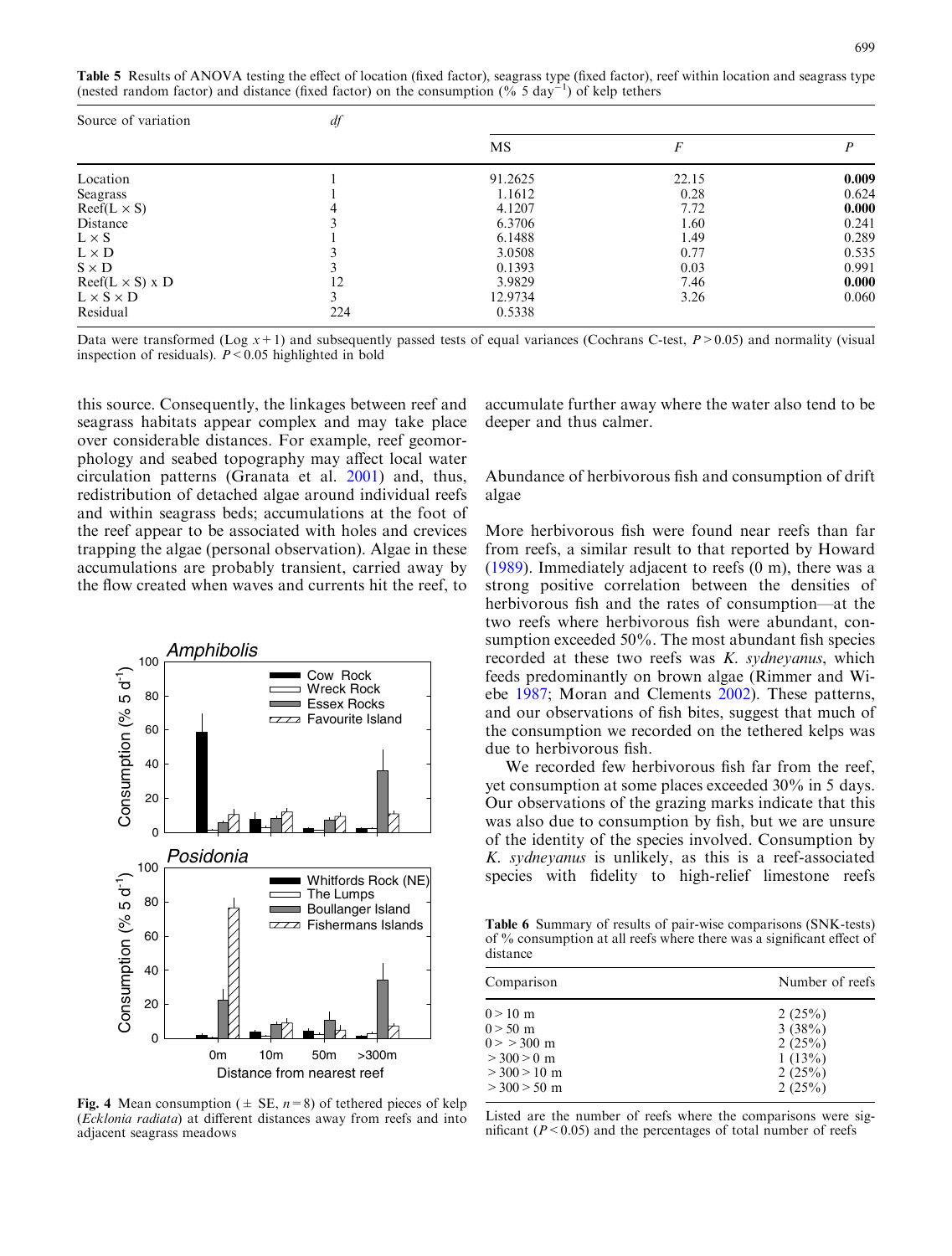**Table 5** Results of ANOVA testing the effect of location (fixed factor), seagrass type (fixed factor), reef within location and seagrass type (nested random factor) and distance (fixed factor) on the consumption (% 5 day$^{-1}$) of kelp tethers

| Source of variation | df | MS | F | P |
|---|---|---|---|---|
| Location | 1 | 91.2625 | 22.15 | **0.009** |
| Seagrass | 1 | 1.1612 | 0.28 | 0.624 |
| Reef(L × S) | 4 | 4.1207 | 7.72 | **0.000** |
| Distance | 3 | 6.3706 | 1.60 | 0.241 |
| L × S | 1 | 6.1488 | 1.49 | 0.289 |
| L × D | 3 | 3.0508 | 0.77 | 0.535 |
| S × D | 3 | 0.1393 | 0.03 | 0.991 |
| Reef(L × S) x D | 12 | 3.9829 | 7.46 | **0.000** |
| L × S × D | 3 | 12.9734 | 3.26 | 0.060 |
| Residual | 224 | 0.5338 | | |

Data were transformed (Log $x+1$) and subsequently passed tests of equal variances (Cochrans C-test, $P>0.05$) and normality (visual inspection of residuals). $P<0.05$ highlighted in bold

this source. Consequently, the linkages between reef and seagrass habitats appear complex and may take place over considerable distances. For example, reef geomorphology and seabed topography may affect local water circulation patterns (Granata et al. 2001) and, thus, redistribution of detached algae around individual reefs and within seagrass beds; accumulations at the foot of the reef appear to be associated with holes and crevices trapping the algae (personal observation). Algae in these accumulations are probably transient, carried away by the flow created when waves and currents hit the reef, to accumulate further away where the water also tend to be deeper and thus calmer.

**Fig. 4** Mean consumption (± SE, $n=8$) of tethered pieces of kelp (*Ecklonia radiata*) at different distances away from reefs and into adjacent seagrass meadows

## Abundance of herbivorous fish and consumption of drift algae

More herbivorous fish were found near reefs than far from reefs, a similar result to that reported by Howard (1989). Immediately adjacent to reefs (0 m), there was a strong positive correlation between the densities of herbivorous fish and the rates of consumption—at the two reefs where herbivorous fish were abundant, consumption exceeded 50%. The most abundant fish species recorded at these two reefs was *K. sydneyanus*, which feeds predominantly on brown algae (Rimmer and Wiebe 1987; Moran and Clements 2002). These patterns, and our observations of fish bites, suggest that much of the consumption we recorded on the tethered kelps was due to herbivorous fish.

We recorded few herbivorous fish far from the reef, yet consumption at some places exceeded 30% in 5 days. Our observations of the grazing marks indicate that this was also due to consumption by fish, but we are unsure of the identity of the species involved. Consumption by *K. sydneyanus* is unlikely, as this is a reef-associated species with fidelity to high-relief limestone reefs

**Table 6** Summary of results of pair-wise comparisons (SNK-tests) of % consumption at all reefs where there was a significant effect of distance

| Comparison | Number of reefs |
|---|---|
| 0 > 10 m | 2 (25%) |
| 0 > 50 m | 3 (38%) |
| 0 > > 300 m | 2 (25%) |
| > 300 > 0 m | 1 (13%) |
| > 300 > 10 m | 2 (25%) |
| > 300 > 50 m | 2 (25%) |

Listed are the number of reefs where the comparisons were significant ($P<0.05$) and the percentages of total number of reefs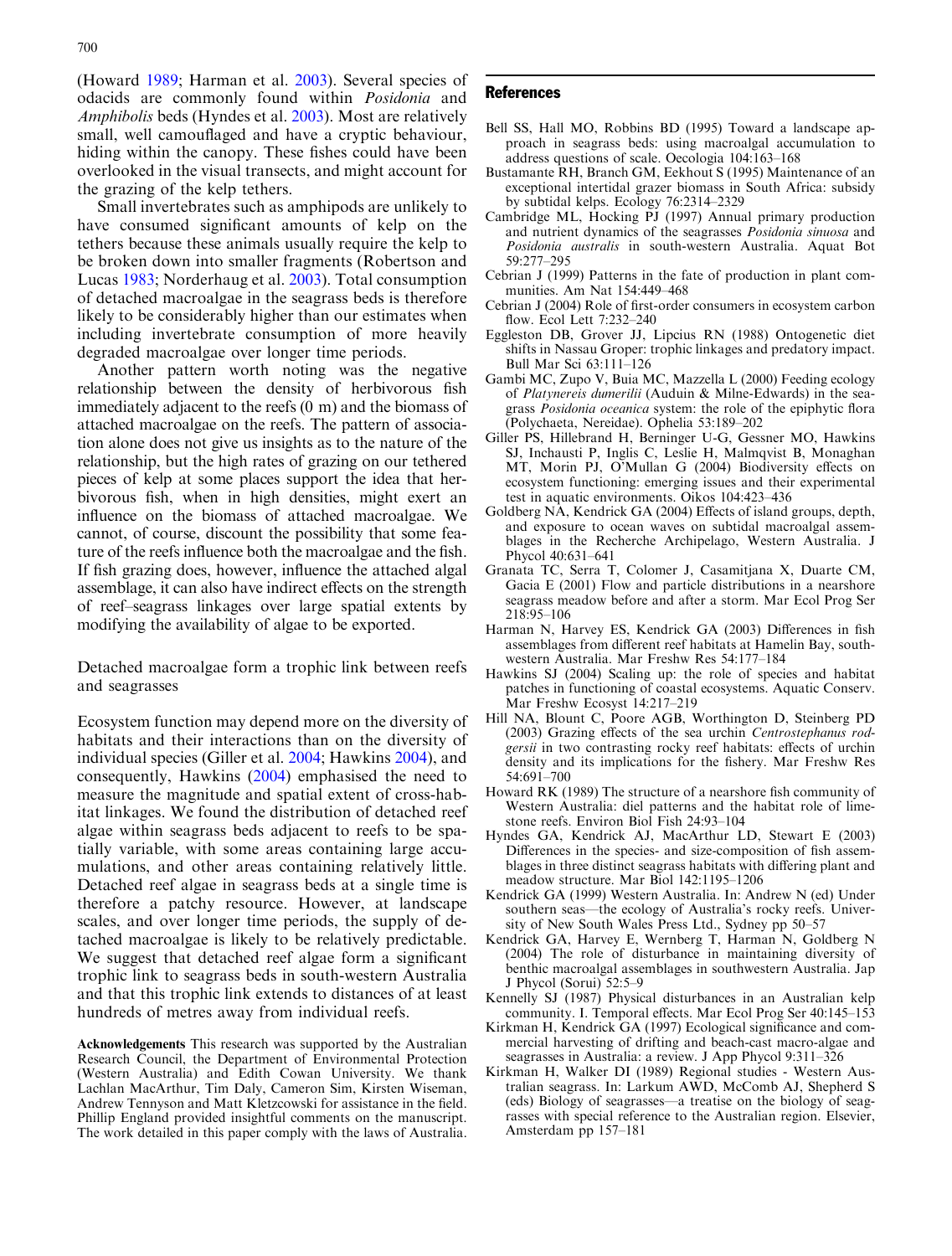(Howard 1989; Harman et al. 2003). Several species of odacids are commonly found within *Posidonia* and *Amphibolis* beds (Hyndes et al. 2003). Most are relatively small, well camouflaged and have a cryptic behaviour, hiding within the canopy. These fishes could have been overlooked in the visual transects, and might account for the grazing of the kelp tethers.

Small invertebrates such as amphipods are unlikely to have consumed significant amounts of kelp on the tethers because these animals usually require the kelp to be broken down into smaller fragments (Robertson and Lucas 1983; Norderhaug et al. 2003). Total consumption of detached macroalgae in the seagrass beds is therefore likely to be considerably higher than our estimates when including invertebrate consumption of more heavily degraded macroalgae over longer time periods.

Another pattern worth noting was the negative relationship between the density of herbivorous fish immediately adjacent to the reefs (0 m) and the biomass of attached macroalgae on the reefs. The pattern of association alone does not give us insights as to the nature of the relationship, but the high rates of grazing on our tethered pieces of kelp at some places support the idea that herbivorous fish, when in high densities, might exert an influence on the biomass of attached macroalgae. We cannot, of course, discount the possibility that some feature of the reefs influence both the macroalgae and the fish. If fish grazing does, however, influence the attached algal assemblage, it can also have indirect effects on the strength of reef–seagrass linkages over large spatial extents by modifying the availability of algae to be exported.

## Detached macroalgae form a trophic link between reefs and seagrasses

Ecosystem function may depend more on the diversity of habitats and their interactions than on the diversity of individual species (Giller et al. 2004; Hawkins 2004), and consequently, Hawkins (2004) emphasised the need to measure the magnitude and spatial extent of cross-habitat linkages. We found the distribution of detached reef algae within seagrass beds adjacent to reefs to be spatially variable, with some areas containing large accumulations, and other areas containing relatively little. Detached reef algae in seagrass beds at a single time is therefore a patchy resource. However, at landscape scales, and over longer time periods, the supply of detached macroalgae is likely to be relatively predictable. We suggest that detached reef algae form a significant trophic link to seagrass beds in south-western Australia and that this trophic link extends to distances of at least hundreds of metres away from individual reefs.

**Acknowledgements** This research was supported by the Australian Research Council, the Department of Environmental Protection (Western Australia) and Edith Cowan University. We thank Lachlan MacArthur, Tim Daly, Cameron Sim, Kirsten Wiseman, Andrew Tennyson and Matt Kletzcowski for assistance in the field. Phillip England provided insightful comments on the manuscript. The work detailed in this paper comply with the laws of Australia.

## References

Bell SS, Hall MO, Robbins BD (1995) Toward a landscape approach in seagrass beds: using macroalgal accumulation to address questions of scale. Oecologia 104:163–168

Bustamante RH, Branch GM, Eekhout S (1995) Maintenance of an exceptional intertidal grazer biomass in South Africa: subsidy by subtidal kelps. Ecology 76:2314–2329

Cambridge ML, Hocking PJ (1997) Annual primary production and nutrient dynamics of the seagrasses *Posidonia sinuosa* and *Posidonia australis* in south-western Australia. Aquat Bot 59:277–295

Cebrian J (1999) Patterns in the fate of production in plant communities. Am Nat 154:449–468

Cebrian J (2004) Role of first-order consumers in ecosystem carbon flow. Ecol Lett 7:232–240

Eggleston DB, Grover JJ, Lipcius RN (1988) Ontogenetic diet shifts in Nassau Groper: trophic linkages and predatory impact. Bull Mar Sci 63:111–126

Gambi MC, Zupo V, Buia MC, Mazzella L (2000) Feeding ecology of *Platynereis dumerilii* (Auduin & Milne-Edwards) in the seagrass *Posidonia oceanica* system: the role of the epiphytic flora (Polychaeta, Nereidae). Ophelia 53:189–202

Giller PS, Hillebrand H, Berninger U-G, Gessner MO, Hawkins SJ, Inchausti P, Inglis C, Leslie H, Malmqvist B, Monaghan MT, Morin PJ, O'Mullan G (2004) Biodiversity effects on ecosystem functioning: emerging issues and their experimental test in aquatic environments. Oikos 104:423–436

Goldberg NA, Kendrick GA (2004) Effects of island groups, depth, and exposure to ocean waves on subtidal macroalgal assemblages in the Recherche Archipelago, Western Australia. J Phycol 40:631–641

Granata TC, Serra T, Colomer J, Casamitjana X, Duarte CM, Gacia E (2001) Flow and particle distributions in a nearshore seagrass meadow before and after a storm. Mar Ecol Prog Ser 218:95–106

Harman N, Harvey ES, Kendrick GA (2003) Differences in fish assemblages from different reef habitats at Hamelin Bay, south-western Australia. Mar Freshw Res 54:177–184

Hawkins SJ (2004) Scaling up: the role of species and habitat patches in functioning of coastal ecosystems. Aquatic Conserv. Mar Freshw Ecosyst 14:217–219

Hill NA, Blount C, Poore AGB, Worthington D, Steinberg PD (2003) Grazing effects of the sea urchin *Centrostephanus rodgersii* in two contrasting rocky reef habitats: effects of urchin density and its implications for the fishery. Mar Freshw Res 54:691–700

Howard RK (1989) The structure of a nearshore fish community of Western Australia: diel patterns and the habitat role of limestone reefs. Environ Biol Fish 24:93–104

Hyndes GA, Kendrick AJ, MacArthur LD, Stewart E (2003) Differences in the species- and size-composition of fish assemblages in three distinct seagrass habitats with differing plant and meadow structure. Mar Biol 142:1195–1206

Kendrick GA (1999) Western Australia. In: Andrew N (ed) Under southern seas—the ecology of Australia's rocky reefs. University of New South Wales Press Ltd., Sydney pp 50–57

Kendrick GA, Harvey E, Wernberg T, Harman N, Goldberg N (2004) The role of disturbance in maintaining diversity of benthic macroalgal assemblages in southwestern Australia. Jap J Phycol (Sorui) 52:5–9

Kennelly SJ (1987) Physical disturbances in an Australian kelp community. I. Temporal effects. Mar Ecol Prog Ser 40:145–153

Kirkman H, Kendrick GA (1997) Ecological significance and commercial harvesting of drifting and beach-cast macro-algae and seagrasses in Australia: a review. J App Phycol 9:311–326

Kirkman H, Walker DI (1989) Regional studies - Western Australian seagrass. In: Larkum AWD, McComb AJ, Shepherd S (eds) Biology of seagrasses—a treatise on the biology of seagrasses with special reference to the Australian region. Elsevier, Amsterdam pp 157–181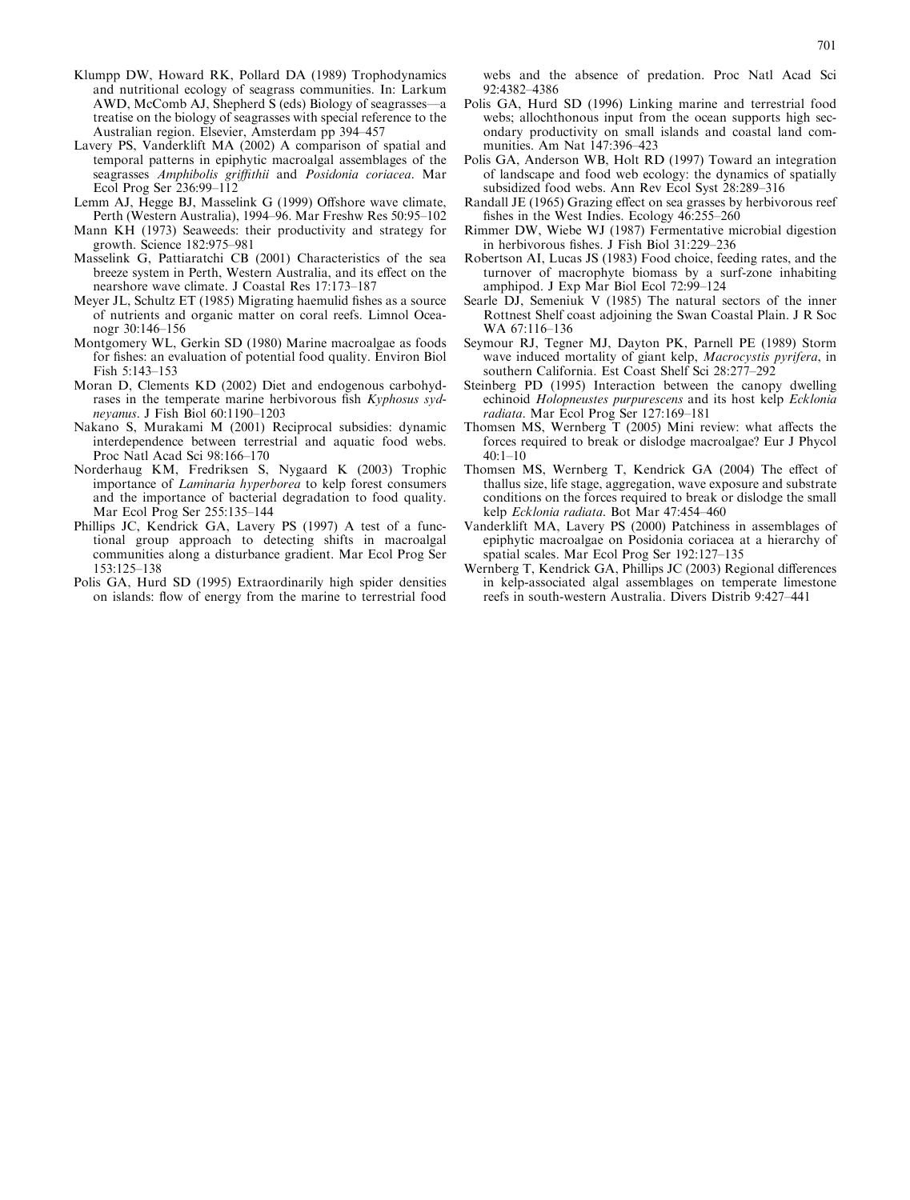Klumpp DW, Howard RK, Pollard DA (1989) Trophodynamics and nutritional ecology of seagrass communities. In: Larkum AWD, McComb AJ, Shepherd S (eds) Biology of seagrasses—a treatise on the biology of seagrasses with special reference to the Australian region. Elsevier, Amsterdam pp 394–457

Lavery PS, Vanderklift MA (2002) A comparison of spatial and temporal patterns in epiphytic macroalgal assemblages of the seagrasses *Amphibolis griffithii* and *Posidonia coriacea*. Mar Ecol Prog Ser 236:99–112

Lemm AJ, Hegge BJ, Masselink G (1999) Offshore wave climate, Perth (Western Australia), 1994–96. Mar Freshw Res 50:95–102

Mann KH (1973) Seaweeds: their productivity and strategy for growth. Science 182:975–981

Masselink G, Pattiaratchi CB (2001) Characteristics of the sea breeze system in Perth, Western Australia, and its effect on the nearshore wave climate. J Coastal Res 17:173–187

Meyer JL, Schultz ET (1985) Migrating haemulid fishes as a source of nutrients and organic matter on coral reefs. Limnol Oceanogr 30:146–156

Montgomery WL, Gerkin SD (1980) Marine macroalgae as foods for fishes: an evaluation of potential food quality. Environ Biol Fish 5:143–153

Moran D, Clements KD (2002) Diet and endogenous carbohydrases in the temperate marine herbivorous fish *Kyphosus sydneyanus*. J Fish Biol 60:1190–1203

Nakano S, Murakami M (2001) Reciprocal subsidies: dynamic interdependence between terrestrial and aquatic food webs. Proc Natl Acad Sci 98:166–170

Norderhaug KM, Fredriksen S, Nygaard K (2003) Trophic importance of *Laminaria hyperborea* to kelp forest consumers and the importance of bacterial degradation to food quality. Mar Ecol Prog Ser 255:135–144

Phillips JC, Kendrick GA, Lavery PS (1997) A test of a functional group approach to detecting shifts in macroalgal communities along a disturbance gradient. Mar Ecol Prog Ser 153:125–138

Polis GA, Hurd SD (1995) Extraordinarily high spider densities on islands: flow of energy from the marine to terrestrial food webs and the absence of predation. Proc Natl Acad Sci 92:4382–4386

Polis GA, Hurd SD (1996) Linking marine and terrestrial food webs; allochthonous input from the ocean supports high secondary productivity on small islands and coastal land communities. Am Nat 147:396–423

Polis GA, Anderson WB, Holt RD (1997) Toward an integration of landscape and food web ecology: the dynamics of spatially subsidized food webs. Ann Rev Ecol Syst 28:289–316

Randall JE (1965) Grazing effect on sea grasses by herbivorous reef fishes in the West Indies. Ecology 46:255–260

Rimmer DW, Wiebe WJ (1987) Fermentative microbial digestion in herbivorous fishes. J Fish Biol 31:229–236

Robertson AI, Lucas JS (1983) Food choice, feeding rates, and the turnover of macrophyte biomass by a surf-zone inhabiting amphipod. J Exp Mar Biol Ecol 72:99–124

Searle DJ, Semeniuk V (1985) The natural sectors of the inner Rottnest Shelf coast adjoining the Swan Coastal Plain. J R Soc WA 67:116–136

Seymour RJ, Tegner MJ, Dayton PK, Parnell PE (1989) Storm wave induced mortality of giant kelp, *Macrocystis pyrifera*, in southern California. Est Coast Shelf Sci 28:277–292

Steinberg PD (1995) Interaction between the canopy dwelling echinoid *Holopneustes purpurescens* and its host kelp *Ecklonia radiata*. Mar Ecol Prog Ser 127:169–181

Thomsen MS, Wernberg T (2005) Mini review: what affects the forces required to break or dislodge macroalgae? Eur J Phycol 40:1–10

Thomsen MS, Wernberg T, Kendrick GA (2004) The effect of thallus size, life stage, aggregation, wave exposure and substrate conditions on the forces required to break or dislodge the small kelp *Ecklonia radiata*. Bot Mar 47:454–460

Vanderklift MA, Lavery PS (2000) Patchiness in assemblages of epiphytic macroalgae on Posidonia coriacea at a hierarchy of spatial scales. Mar Ecol Prog Ser 192:127–135

Wernberg T, Kendrick GA, Phillips JC (2003) Regional differences in kelp-associated algal assemblages on temperate limestone reefs in south-western Australia. Divers Distrib 9:427–441